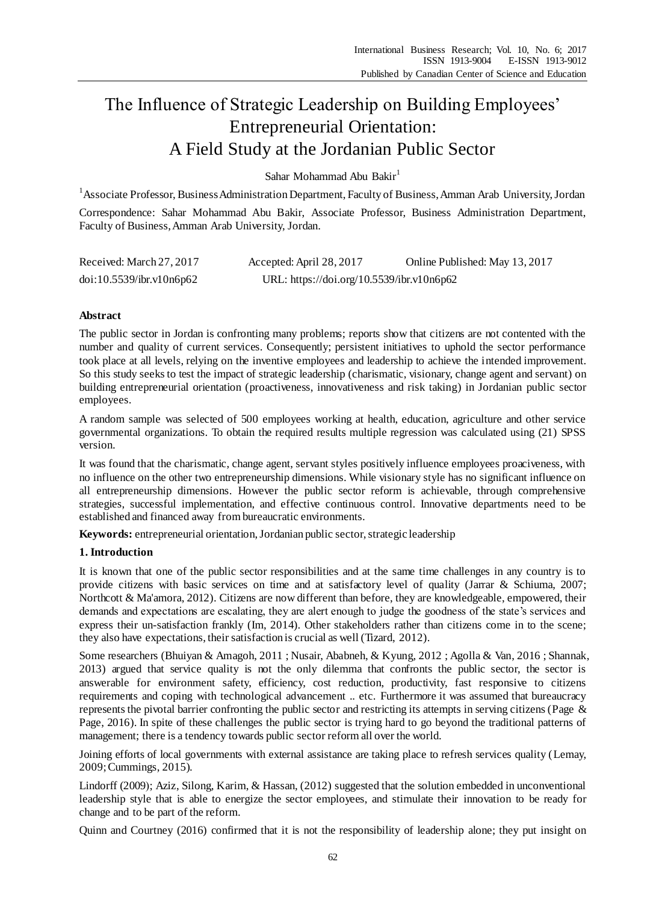# The Influence of Strategic Leadership on Building Employees' Entrepreneurial Orientation: A Field Study at the Jordanian Public Sector

Sahar Mohammad Abu Bakir[1]

[1]Associate Professor, Business Administration Department, Faculty of Business, Amman Arab University, Jordan

Correspondence: Sahar Mohammad Abu Bakir, Associate Professor, Business Administration Department, Faculty of Business, Amman Arab University, Jordan.

Received: March 27, 2017 Accepted: April 28, 2017 Online Published: May 13, 2017

doi:10.5539/ibr.v10n6p62 URL: https://doi.org/10.5539/ibr.v10n6p62

**Abstract**

The public sector in Jordan is confronting many problems; reports show that citizens are not contented with the number and quality of current services. Consequently; persistent initiatives to uphold the sector performance took place at all levels, relying on the inventive employees and leadership to achieve the intended improvement. So this study seeks to test the impact of strategic leadership (charismatic, visionary, change agent and servant) on building entrepreneurial orientation (proactiveness, innovativeness and risk taking) in Jordanian public sector employees.

A random sample was selected of 500 employees working at health, education, agriculture and other service governmental organizations. To obtain the required results multiple regression was calculated using (21) SPSS version.

It was found that the charismatic, change agent, servant styles positively influence employees proaciveness, with no influence on the other two entrepreneurship dimensions. While visionary style has no significant influence on all entrepreneurship dimensions. However the public sector reform is achievable, through comprehensive strategies, successful implementation, and effective continuous control. Innovative departments need to be established and financed away from bureaucratic environments.

**Keywords:** entrepreneurial orientation, Jordanian public sector, strategic leadership

## 1. Introduction

It is known that one of the public sector responsibilities and at the same time challenges in any country is to provide citizens with basic services on time and at satisfactory level of quality (Jarrar & Schiuma, 2007; Northcott & Ma'amora, 2012). Citizens are now different than before, they are knowledgeable, empowered, their demands and expectations are escalating, they are alert enough to judge the goodness of the state's services and express their un-satisfaction frankly (Im, 2014). Other stakeholders rather than citizens come in to the scene; they also have expectations, their satisfaction is crucial as well (Tizard, 2012).

Some researchers (Bhuiyan & Amagoh, 2011 ; Nusair, Ababneh, & Kyung, 2012 ; Agolla & Van, 2016 ; Shannak, 2013) argued that service quality is not the only dilemma that confronts the public sector, the sector is answerable for environment safety, efficiency, cost reduction, productivity, fast responsive to citizens requirements and coping with technological advancement .. etc. Furthermore it was assumed that bureaucracy represents the pivotal barrier confronting the public sector and restricting its attempts in serving citizens (Page & Page, 2016). In spite of these challenges the public sector is trying hard to go beyond the traditional patterns of management; there is a tendency towards public sector reform all over the world.

Joining efforts of local governments with external assistance are taking place to refresh services quality (Lemay, 2009; Cummings, 2015).

Lindorff (2009); Aziz, Silong, Karim, & Hassan, (2012) suggested that the solution embedded in unconventional leadership style that is able to energize the sector employees, and stimulate their innovation to be ready for change and to be part of the reform.

Quinn and Courtney (2016) confirmed that it is not the responsibility of leadership alone; they put insight on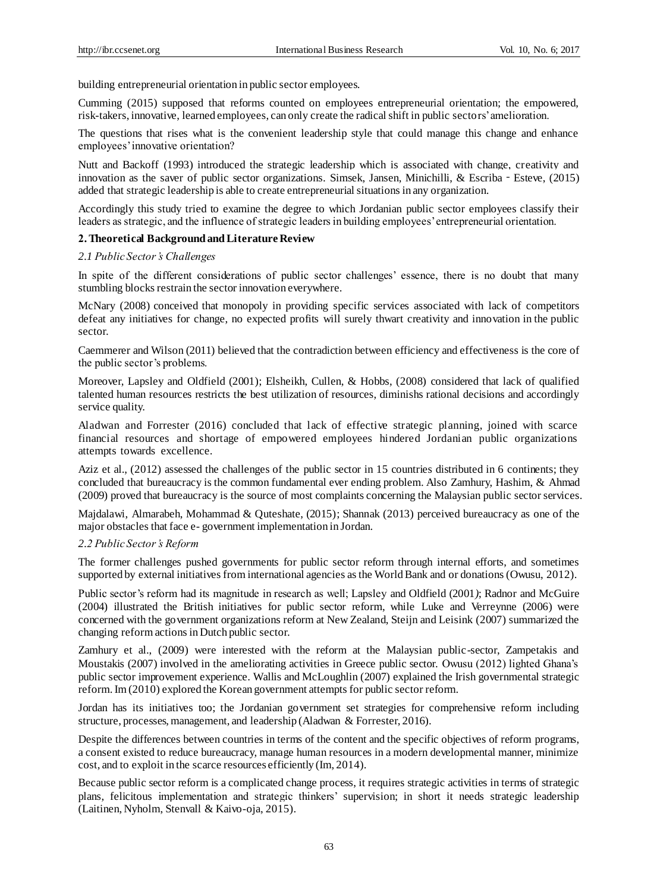building entrepreneurial orientation in public sector employees.

Cumming (2015) supposed that reforms counted on employees entrepreneurial orientation; the empowered, risk-takers, innovative, learned employees, can only create the radical shift in public sectors' amelioration.

The questions that rises what is the convenient leadership style that could manage this change and enhance employees' innovative orientation?

Nutt and Backoff (1993) introduced the strategic leadership which is associated with change, creativity and innovation as the saver of public sector organizations. Simsek, Jansen, Minichilli, & Escriba - Esteve, (2015) added that strategic leadership is able to create entrepreneurial situations in any organization.

Accordingly this study tried to examine the degree to which Jordanian public sector employees classify their leaders as strategic, and the influence of strategic leaders in building employees' entrepreneurial orientation.

## 2. Theoretical Background and Literature Review

### *2.1 Public Sector's Challenges*

In spite of the different considerations of public sector challenges' essence, there is no doubt that many stumbling blocks restrain the sector innovation everywhere.

McNary (2008) conceived that monopoly in providing specific services associated with lack of competitors defeat any initiatives for change, no expected profits will surely thwart creativity and innovation in the public sector.

Caemmerer and Wilson (2011) believed that the contradiction between efficiency and effectiveness is the core of the public sector's problems.

Moreover, Lapsley and Oldfield (2001); Elsheikh, Cullen, & Hobbs, (2008) considered that lack of qualified talented human resources restricts the best utilization of resources, diminishs rational decisions and accordingly service quality.

Aladwan and Forrester (2016) concluded that lack of effective strategic planning, joined with scarce financial resources and shortage of empowered employees hindered Jordanian public organizations attempts towards excellence.

Aziz et al., (2012) assessed the challenges of the public sector in 15 countries distributed in 6 continents; they concluded that bureaucracy is the common fundamental ever ending problem. Also Zamhury, Hashim, & Ahmad (2009) proved that bureaucracy is the source of most complaints concerning the Malaysian public sector services.

Majdalawi, Almarabeh, Mohammad & Quteshate, (2015); Shannak (2013) perceived bureaucracy as one of the major obstacles that face e- government implementation in Jordan.

### *2.2 Public Sector's Reform*

The former challenges pushed governments for public sector reform through internal efforts, and sometimes supported by external initiatives from international agencies as the World Bank and or donations (Owusu, 2012).

Public sector's reform had its magnitude in research as well; Lapsley and Oldfield (2001*)*; Radnor and McGuire (2004) illustrated the British initiatives for public sector reform, while Luke and Verreynne (2006) were concerned with the government organizations reform at New Zealand, Steijn and Leisink (2007) summarized the changing reform actions in Dutch public sector.

Zamhury et al., (2009) were interested with the reform at the Malaysian public-sector, Zampetakis and Moustakis (2007) involved in the ameliorating activities in Greece public sector. Owusu (2012) lighted Ghana's public sector improvement experience. Wallis and McLoughlin (2007) explained the Irish governmental strategic reform. Im (2010) explored the Korean government attempts for public sector reform.

Jordan has its initiatives too; the Jordanian government set strategies for comprehensive reform including structure, processes, management, and leadership (Aladwan & Forrester, 2016).

Despite the differences between countries in terms of the content and the specific objectives of reform programs, a consent existed to reduce bureaucracy, manage human resources in a modern developmental manner, minimize cost, and to exploit in the scarce resources efficiently (Im, 2014).

Because public sector reform is a complicated change process, it requires strategic activities in terms of strategic plans, felicitous implementation and strategic thinkers' supervision; in short it needs strategic leadership (Laitinen, Nyholm, Stenvall & Kaivo-oja, 2015).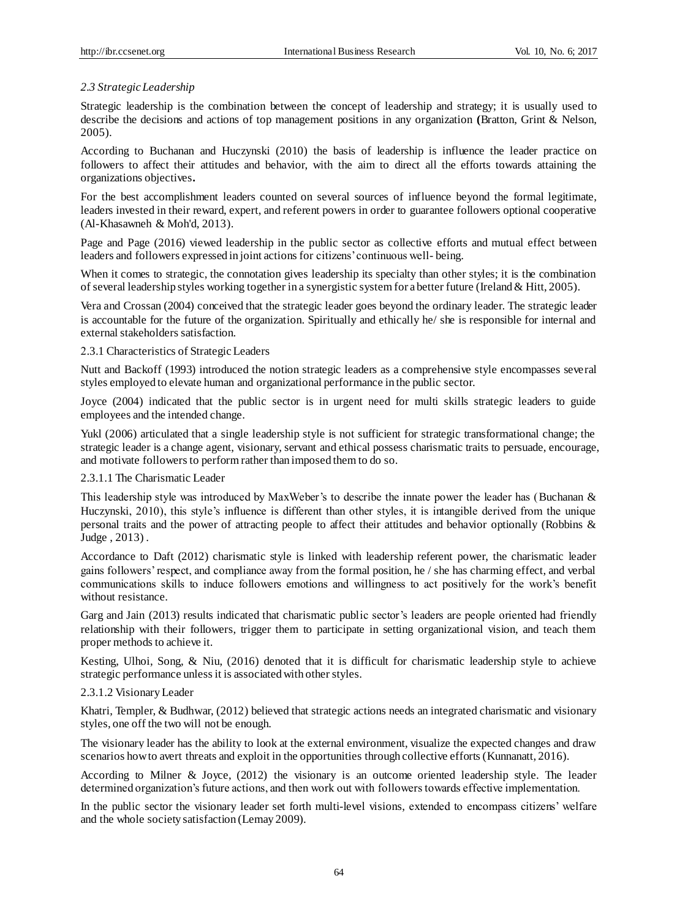### *2.3 Strategic Leadership*

Strategic leadership is the combination between the concept of leadership and strategy; it is usually used to describe the decisions and actions of top management positions in any organization **(**Bratton, Grint & Nelson, 2005).

According to Buchanan and Huczynski (2010) the basis of leadership is influence the leader practice on followers to affect their attitudes and behavior, with the aim to direct all the efforts towards attaining the organizations objectives**.**

For the best accomplishment leaders counted on several sources of influence beyond the formal legitimate, leaders invested in their reward, expert, and referent powers in order to guarantee followers optional cooperative (Al-Khasawneh & Moh'd, 2013).

Page and Page (2016) viewed leadership in the public sector as collective efforts and mutual effect between leaders and followers expressed in joint actions for citizens' continuous well- being.

When it comes to strategic, the connotation gives leadership its specialty than other styles; it is the combination of several leadership styles working together in a synergistic system for a better future (Ireland & Hitt, 2005).

Vera and Crossan (2004) conceived that the strategic leader goes beyond the ordinary leader. The strategic leader is accountable for the future of the organization. Spiritually and ethically he/ she is responsible for internal and external stakeholders satisfaction.

#### 2.3.1 Characteristics of Strategic Leaders

Nutt and Backoff (1993) introduced the notion strategic leaders as a comprehensive style encompasses several styles employed to elevate human and organizational performance in the public sector.

Joyce (2004) indicated that the public sector is in urgent need for multi skills strategic leaders to guide employees and the intended change.

Yukl (2006) articulated that a single leadership style is not sufficient for strategic transformational change; the strategic leader is a change agent, visionary, servant and ethical possess charismatic traits to persuade, encourage, and motivate followers to perform rather than imposed them to do so.

##### 2.3.1.1 The Charismatic Leader

This leadership style was introduced by MaxWeber's to describe the innate power the leader has (Buchanan & Huczynski, 2010), this style's influence is different than other styles, it is intangible derived from the unique personal traits and the power of attracting people to affect their attitudes and behavior optionally (Robbins & Judge , 2013) .

Accordance to Daft (2012) charismatic style is linked with leadership referent power, the charismatic leader gains followers' respect, and compliance away from the formal position, he / she has charming effect, and verbal communications skills to induce followers emotions and willingness to act positively for the work's benefit without resistance.

Garg and Jain (2013) results indicated that charismatic public sector's leaders are people oriented had friendly relationship with their followers, trigger them to participate in setting organizational vision, and teach them proper methods to achieve it.

Kesting, Ulhoi, Song, & Niu, (2016) denoted that it is difficult for charismatic leadership style to achieve strategic performance unless it is associated with other styles.

##### 2.3.1.2 Visionary Leader

Khatri, Templer, & Budhwar, (2012) believed that strategic actions needs an integrated charismatic and visionary styles, one off the two will not be enough.

The visionary leader has the ability to look at the external environment, visualize the expected changes and draw scenarios how to avert threats and exploit in the opportunities through collective efforts (Kunnanatt, 2016).

According to Milner & Joyce, (2012) the visionary is an outcome oriented leadership style. The leader determined organization's future actions, and then work out with followers towards effective implementation.

In the public sector the visionary leader set forth multi-level visions, extended to encompass citizens' welfare and the whole society satisfaction (Lemay 2009).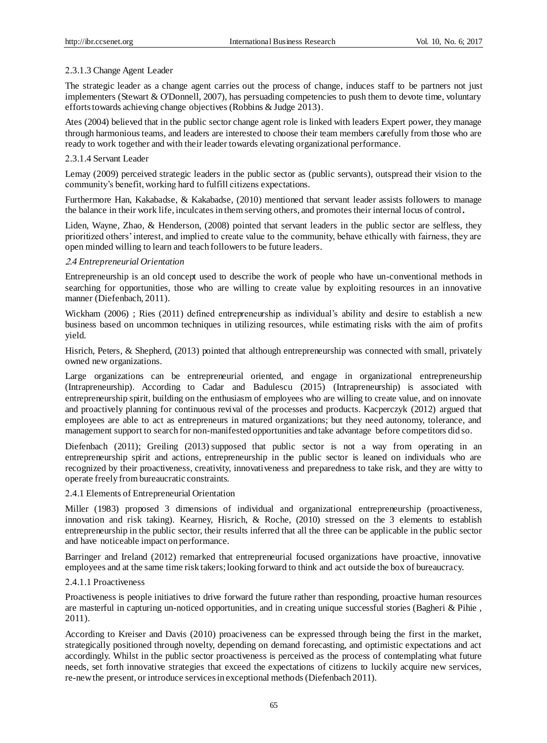#### 2.3.1.3 Change Agent Leader

The strategic leader as a change agent carries out the process of change, induces staff to be partners not just implementers (Stewart & O'Donnell, 2007), has persuading competencies to push them to devote time, voluntary efforts towards achieving change objectives (Robbins & Judge 2013).

Ates (2004) believed that in the public sector change agent role is linked with leaders Expert power, they manage through harmonious teams, and leaders are interested to choose their team members carefully from those who are ready to work together and with their leader towards elevating organizational performance.

#### 2.3.1.4 Servant Leader

Lemay (2009) perceived strategic leaders in the public sector as (public servants), outspread their vision to the community's benefit, working hard to fulfill citizens expectations.

Furthermore Han, Kakabadse, & Kakabadse, (2010) mentioned that servant leader assists followers to manage the balance in their work life, inculcates in them serving others, and promotes their internal locus of control**.**

Liden, Wayne, Zhao, & Henderson, (2008) pointed that servant leaders in the public sector are selfless, they prioritized others' interest, and implied to create value to the community, behave ethically with fairness, they are open minded willing to learn and teach followers to be future leaders.

### *2.4 Entrepreneurial Orientation*

Entrepreneurship is an old concept used to describe the work of people who have un-conventional methods in searching for opportunities, those who are willing to create value by exploiting resources in an innovative manner (Diefenbach, 2011).

Wickham (2006) ; Ries (2011) defined entrepreneurship as individual's ability and desire to establish a new business based on uncommon techniques in utilizing resources, while estimating risks with the aim of profits yield.

Hisrich, Peters, & Shepherd, (2013) pointed that although entrepreneurship was connected with small, privately owned new organizations.

Large organizations can be entrepreneurial oriented, and engage in organizational entrepreneurship (Intrapreneurship). According to Cadar and Badulescu (2015) (Intrapreneurship) is associated with entrepreneurship spirit, building on the enthusiasm of employees who are willing to create value, and on innovate and proactively planning for continuous revival of the processes and products. Kacperczyk (2012) argued that employees are able to act as entrepreneurs in matured organizations; but they need autonomy, tolerance, and management support to search for non-manifested opportunities and take advantage before competitors did so.

Diefenbach (2011); Greiling (2013) supposed that public sector is not a way from operating in an entrepreneurship spirit and actions, entrepreneurship in the public sector is leaned on individuals who are recognized by their proactiveness, creativity, innovativeness and preparedness to take risk, and they are witty to operate freely from bureaucratic constraints.

#### 2.4.1 Elements of Entrepreneurial Orientation

Miller (1983) proposed 3 dimensions of individual and organizational entrepreneurship (proactiveness, innovation and risk taking). Kearney, Hisrich, & Roche, (2010) stressed on the 3 elements to establish entrepreneurship in the public sector, their results inferred that all the three can be applicable in the public sector and have noticeable impact on performance.

Barringer and Ireland (2012) remarked that entrepreneurial focused organizations have proactive, innovative employees and at the same time risk takers; looking forward to think and act outside the box of bureaucracy.

#### 2.4.1.1 Proactiveness

Proactiveness is people initiatives to drive forward the future rather than responding, proactive human resources are masterful in capturing un-noticed opportunities, and in creating unique successful stories (Bagheri & Pihie , 2011).

According to Kreiser and Davis (2010) proaciveness can be expressed through being the first in the market, strategically positioned through novelty, depending on demand forecasting, and optimistic expectations and act accordingly. Whilst in the public sector proactiveness is perceived as the process of contemplating what future needs, set forth innovative strategies that exceed the expectations of citizens to luckily acquire new services, re-new the present, or introduce services in exceptional methods (Diefenbach 2011).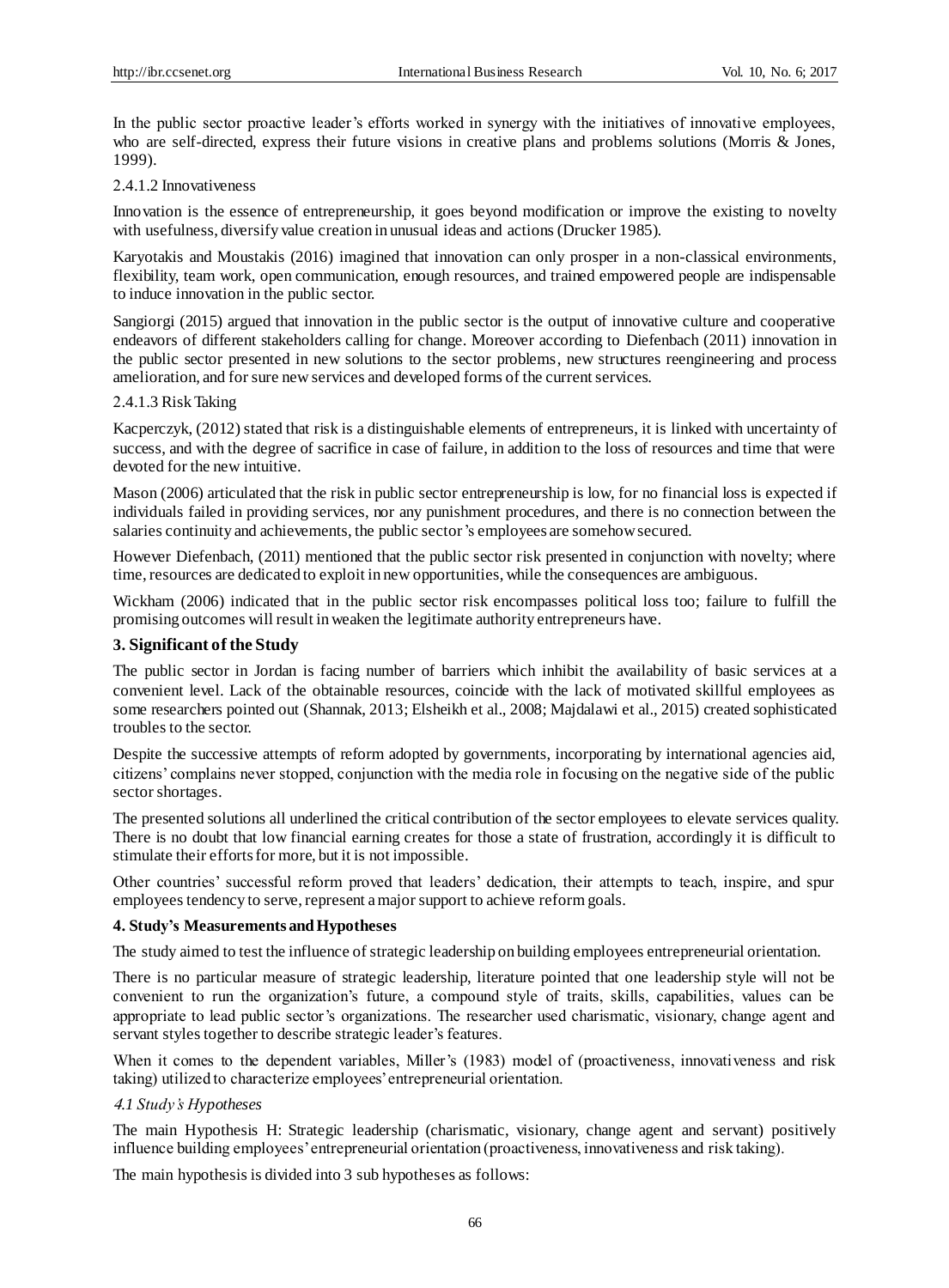In the public sector proactive leader's efforts worked in synergy with the initiatives of innovative employees, who are self-directed, express their future visions in creative plans and problems solutions (Morris & Jones, 1999).

2.4.1.2 Innovativeness

Innovation is the essence of entrepreneurship, it goes beyond modification or improve the existing to novelty with usefulness, diversify value creation in unusual ideas and actions (Drucker 1985).

Karyotakis and Moustakis (2016) imagined that innovation can only prosper in a non-classical environments, flexibility, team work, open communication, enough resources, and trained empowered people are indispensable to induce innovation in the public sector.

Sangiorgi (2015) argued that innovation in the public sector is the output of innovative culture and cooperative endeavors of different stakeholders calling for change. Moreover according to Diefenbach (2011) innovation in the public sector presented in new solutions to the sector problems, new structures reengineering and process amelioration, and for sure new services and developed forms of the current services.

2.4.1.3 Risk Taking

Kacperczyk, (2012) stated that risk is a distinguishable elements of entrepreneurs, it is linked with uncertainty of success, and with the degree of sacrifice in case of failure, in addition to the loss of resources and time that were devoted for the new intuitive.

Mason (2006) articulated that the risk in public sector entrepreneurship is low, for no financial loss is expected if individuals failed in providing services, nor any punishment procedures, and there is no connection between the salaries continuity and achievements, the public sector's employees are somehow secured.

However Diefenbach, (2011) mentioned that the public sector risk presented in conjunction with novelty; where time, resources are dedicated to exploit in new opportunities, while the consequences are ambiguous.

Wickham (2006) indicated that in the public sector risk encompasses political loss too; failure to fulfill the promising outcomes will result in weaken the legitimate authority entrepreneurs have.

## 3. Significant of the Study

The public sector in Jordan is facing number of barriers which inhibit the availability of basic services at a convenient level. Lack of the obtainable resources, coincide with the lack of motivated skillful employees as some researchers pointed out (Shannak, 2013; Elsheikh et al., 2008; Majdalawi et al., 2015) created sophisticated troubles to the sector.

Despite the successive attempts of reform adopted by governments, incorporating by international agencies aid, citizens' complains never stopped, conjunction with the media role in focusing on the negative side of the public sector shortages.

The presented solutions all underlined the critical contribution of the sector employees to elevate services quality. There is no doubt that low financial earning creates for those a state of frustration, accordingly it is difficult to stimulate their efforts for more, but it is not impossible.

Other countries' successful reform proved that leaders' dedication, their attempts to teach, inspire, and spur employees tendency to serve, represent a major support to achieve reform goals.

## 4. Study's Measurements and Hypotheses

The study aimed to test the influence of strategic leadership on building employees entrepreneurial orientation.

There is no particular measure of strategic leadership, literature pointed that one leadership style will not be convenient to run the organization's future, a compound style of traits, skills, capabilities, values can be appropriate to lead public sector's organizations. The researcher used charismatic, visionary, change agent and servant styles together to describe strategic leader's features.

When it comes to the dependent variables, Miller's (1983) model of (proactiveness, innovativeness and risk taking) utilized to characterize employees' entrepreneurial orientation.

### *4.1 Study's Hypotheses*

The main Hypothesis H: Strategic leadership (charismatic, visionary, change agent and servant) positively influence building employees' entrepreneurial orientation (proactiveness, innovativeness and risk taking).

The main hypothesis is divided into 3 sub hypotheses as follows: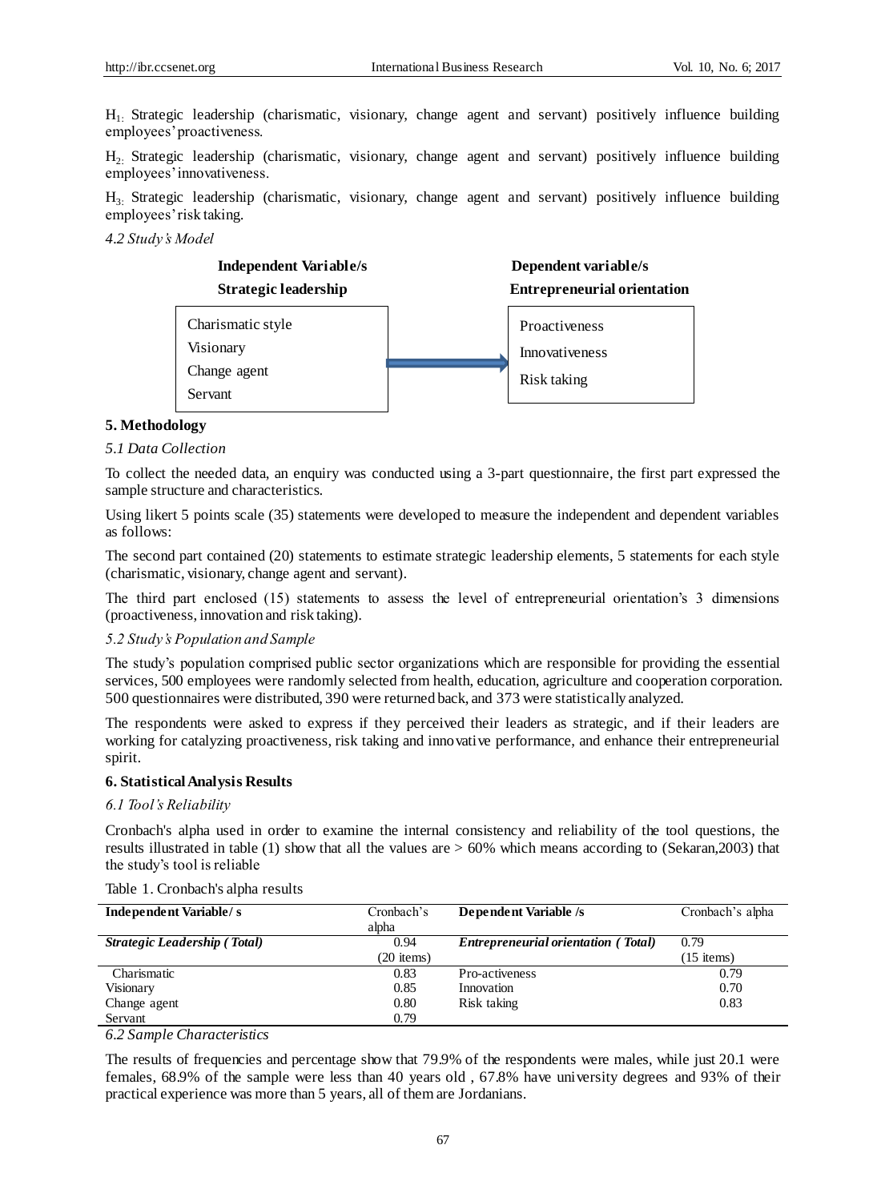$H_1$: Strategic leadership (charismatic, visionary, change agent and servant) positively influence building employees' proactiveness.

$H_2$: Strategic leadership (charismatic, visionary, change agent and servant) positively influence building employees' innovativeness.

$H_3$: Strategic leadership (charismatic, visionary, change agent and servant) positively influence building employees' risk taking.

*4.2 Study's Model*

**Independent Variable/s**

**Strategic leadership**

Charismatic style

Visionary

Change agent

Servant

**Dependent variable/s**

**Entrepreneurial orientation**

Proactiveness

Innovativeness

Risk taking

## 5. Methodology

*5.1 Data Collection*

To collect the needed data, an enquiry was conducted using a 3-part questionnaire, the first part expressed the sample structure and characteristics.

Using likert 5 points scale (35) statements were developed to measure the independent and dependent variables as follows:

The second part contained (20) statements to estimate strategic leadership elements, 5 statements for each style (charismatic, visionary, change agent and servant).

The third part enclosed (15) statements to assess the level of entrepreneurial orientation's 3 dimensions (proactiveness, innovation and risk taking).

*5.2 Study's Population and Sample*

The study's population comprised public sector organizations which are responsible for providing the essential services, 500 employees were randomly selected from health, education, agriculture and cooperation corporation. 500 questionnaires were distributed, 390 were returned back, and 373 were statistically analyzed.

The respondents were asked to express if they perceived their leaders as strategic, and if their leaders are working for catalyzing proactiveness, risk taking and innovative performance, and enhance their entrepreneurial spirit.

## 6. Statistical Analysis Results

*6.1 Tool's Reliability*

Cronbach's alpha used in order to examine the internal consistency and reliability of the tool questions, the results illustrated in table (1) show that all the values are > 60% which means according to (Sekaran,2003) that the study's tool is reliable

Table 1. Cronbach's alpha results

| Independent Variable/ s | Cronbach's alpha | Dependent Variable /s | Cronbach's alpha |
|---|---|---|---|
| ***Strategic Leadership ( Total)*** | 0.94 (20 items) | ***Entrepreneurial orientation ( Total)*** | 0.79 (15 items) |
| Charismatic | 0.83 | Pro-activeness | 0.79 |
| Visionary | 0.85 | Innovation | 0.70 |
| Change agent | 0.80 | Risk taking | 0.83 |
| Servant | 0.79 | | |

*6.2 Sample Characteristics*

The results of frequencies and percentage show that 79.9% of the respondents were males, while just 20.1 were females, 68.9% of the sample were less than 40 years old , 67.8% have university degrees and 93% of their practical experience was more than 5 years, all of them are Jordanians.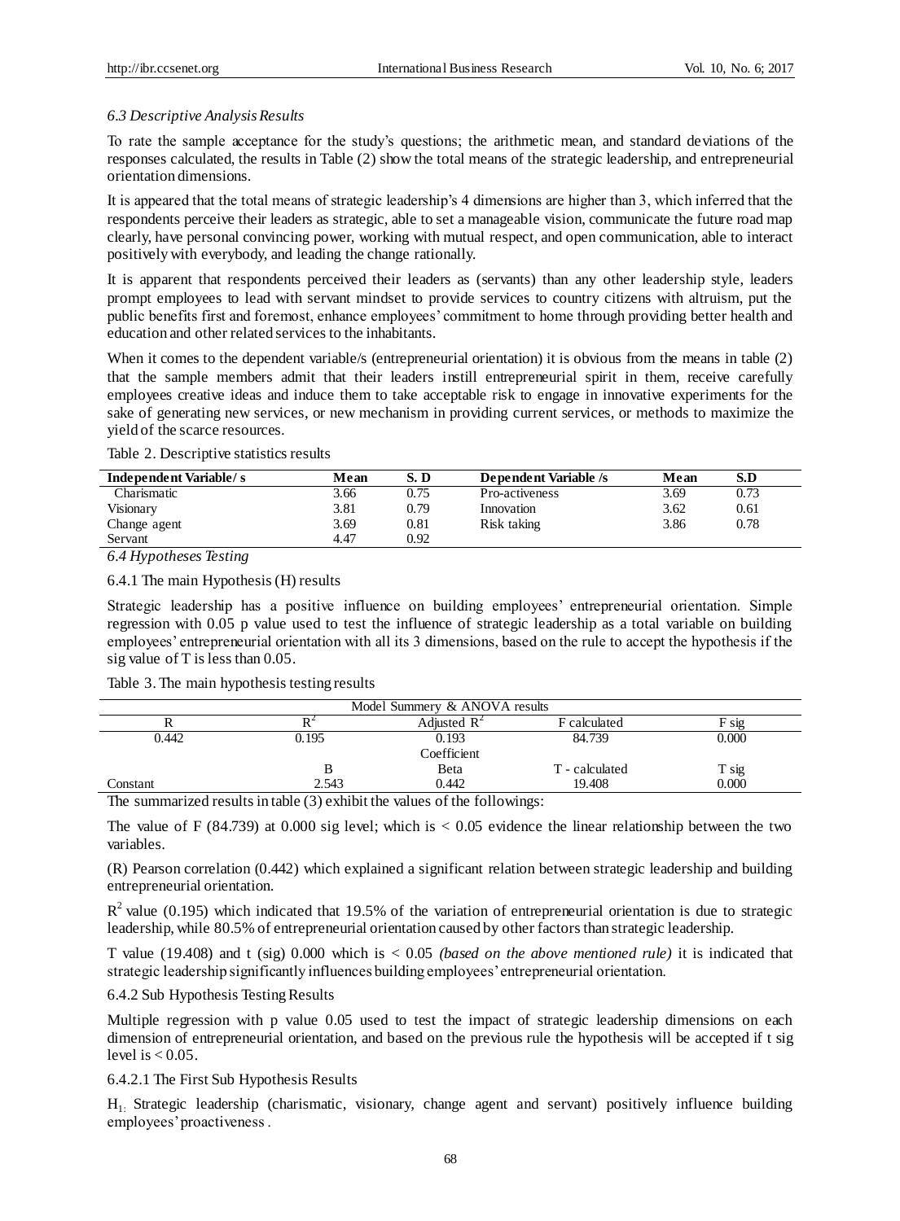### 6.3 Descriptive Analysis Results

To rate the sample acceptance for the study's questions; the arithmetic mean, and standard deviations of the responses calculated, the results in Table (2) show the total means of the strategic leadership, and entrepreneurial orientation dimensions.

It is appeared that the total means of strategic leadership's 4 dimensions are higher than 3, which inferred that the respondents perceive their leaders as strategic, able to set a manageable vision, communicate the future road map clearly, have personal convincing power, working with mutual respect, and open communication, able to interact positively with everybody, and leading the change rationally.

It is apparent that respondents perceived their leaders as (servants) than any other leadership style, leaders prompt employees to lead with servant mindset to provide services to country citizens with altruism, put the public benefits first and foremost, enhance employees' commitment to home through providing better health and education and other related services to the inhabitants.

When it comes to the dependent variable/s (entrepreneurial orientation) it is obvious from the means in table (2) that the sample members admit that their leaders instill entrepreneurial spirit in them, receive carefully employees creative ideas and induce them to take acceptable risk to engage in innovative experiments for the sake of generating new services, or new mechanism in providing current services, or methods to maximize the yield of the scarce resources.

Table 2. Descriptive statistics results

| Independent Variable/ s | Mean | S. D | Dependent Variable /s | Mean | S.D |
|---|---|---|---|---|---|
| Charismatic | 3.66 | 0.75 | Pro-activeness | 3.69 | 0.73 |
| Visionary | 3.81 | 0.79 | Innovation | 3.62 | 0.61 |
| Change agent | 3.69 | 0.81 | Risk taking | 3.86 | 0.78 |
| Servant | 4.47 | 0.92 | | | |

### 6.4 Hypotheses Testing

#### 6.4.1 The main Hypothesis (H) results

Strategic leadership has a positive influence on building employees' entrepreneurial orientation. Simple regression with 0.05 p value used to test the influence of strategic leadership as a total variable on building employees' entrepreneurial orientation with all its 3 dimensions, based on the rule to accept the hypothesis if the sig value of T is less than 0.05.

Table 3. The main hypothesis testing results

| Model Summery & ANOVA results | | | | |
|---|---|---|---|---|
| R | $R^2$ | Adjusted $R^2$ | F calculated | F sig |
| 0.442 | 0.195 | 0.193 | 84.739 | 0.000 |
| | | Coefficient | | |
| | B | Beta | T - calculated | T sig |
| Constant | 2.543 | 0.442 | 19.408 | 0.000 |

The summarized results in table (3) exhibit the values of the followings:

The value of F (84.739) at 0.000 sig level; which is < 0.05 evidence the linear relationship between the two variables.

(R) Pearson correlation (0.442) which explained a significant relation between strategic leadership and building entrepreneurial orientation.

$R^2$ value (0.195) which indicated that 19.5% of the variation of entrepreneurial orientation is due to strategic leadership, while 80.5% of entrepreneurial orientation caused by other factors than strategic leadership.

T value (19.408) and t (sig) 0.000 which is < 0.05 *(based on the above mentioned rule)* it is indicated that strategic leadership significantly influences building employees' entrepreneurial orientation.

#### 6.4.2 Sub Hypothesis Testing Results

Multiple regression with p value 0.05 used to test the impact of strategic leadership dimensions on each dimension of entrepreneurial orientation, and based on the previous rule the hypothesis will be accepted if t sig level is < 0.05.

##### 6.4.2.1 The First Sub Hypothesis Results

$H_1$: Strategic leadership (charismatic, visionary, change agent and servant) positively influence building employees' proactiveness .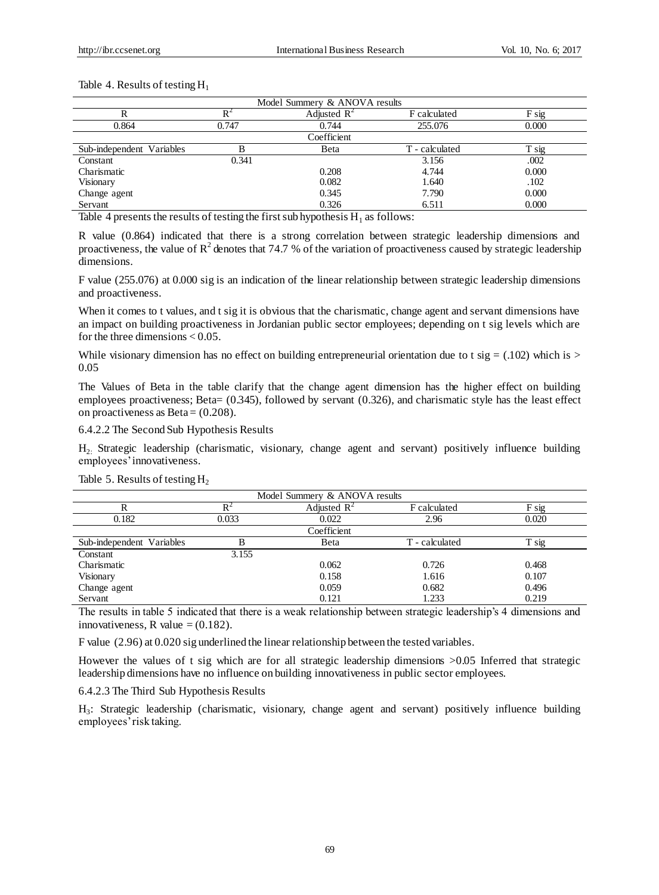Table 4. Results of testing $H_1$

| Model Summery & ANOVA results | | | | |
|---|---|---|---|---|
| R | $R^2$ | Adjusted $R^2$ | F calculated | F sig |
| 0.864 | 0.747 | 0.744 | 255.076 | 0.000 |
| Coefficient | | | | |
| Sub-independent Variables | B | Beta | T - calculated | T sig |
| Constant | 0.341 | | 3.156 | .002 |
| Charismatic | | 0.208 | 4.744 | 0.000 |
| Visionary | | 0.082 | 1.640 | .102 |
| Change agent | | 0.345 | 7.790 | 0.000 |
| Servant | | 0.326 | 6.511 | 0.000 |

Table 4 presents the results of testing the first sub hypothesis $H_1$ as follows:

R value (0.864) indicated that there is a strong correlation between strategic leadership dimensions and proactiveness, the value of $R^2$ denotes that 74.7 % of the variation of proactiveness caused by strategic leadership dimensions.

F value (255.076) at 0.000 sig is an indication of the linear relationship between strategic leadership dimensions and proactiveness.

When it comes to t values, and t sig it is obvious that the charismatic, change agent and servant dimensions have an impact on building proactiveness in Jordanian public sector employees; depending on t sig levels which are for the three dimensions < 0.05.

While visionary dimension has no effect on building entrepreneurial orientation due to t sig = (.102) which is > 0.05

The Values of Beta in the table clarify that the change agent dimension has the higher effect on building employees proactiveness; Beta= (0.345), followed by servant (0.326), and charismatic style has the least effect on proactiveness as Beta = (0.208).

6.4.2.2 The Second Sub Hypothesis Results

$H_2$: Strategic leadership (charismatic, visionary, change agent and servant) positively influence building employees' innovativeness.

Table 5. Results of testing $H_2$

| Model Summery & ANOVA results | | | | |
|---|---|---|---|---|
| R | $R^2$ | Adjusted $R^2$ | F calculated | F sig |
| 0.182 | 0.033 | 0.022 | 2.96 | 0.020 |
| Coefficient | | | | |
| Sub-independent Variables | B | Beta | T - calculated | T sig |
| Constant | 3.155 | | | |
| Charismatic | | 0.062 | 0.726 | 0.468 |
| Visionary | | 0.158 | 1.616 | 0.107 |
| Change agent | | 0.059 | 0.682 | 0.496 |
| Servant | | 0.121 | 1.233 | 0.219 |

The results in table 5 indicated that there is a weak relationship between strategic leadership's 4 dimensions and innovativeness, R value = (0.182).

F value (2.96) at 0.020 sig underlined the linear relationship between the tested variables.

However the values of t sig which are for all strategic leadership dimensions >0.05 Inferred that strategic leadership dimensions have no influence on building innovativeness in public sector employees.

6.4.2.3 The Third Sub Hypothesis Results

$H_3$: Strategic leadership (charismatic, visionary, change agent and servant) positively influence building employees' risk taking.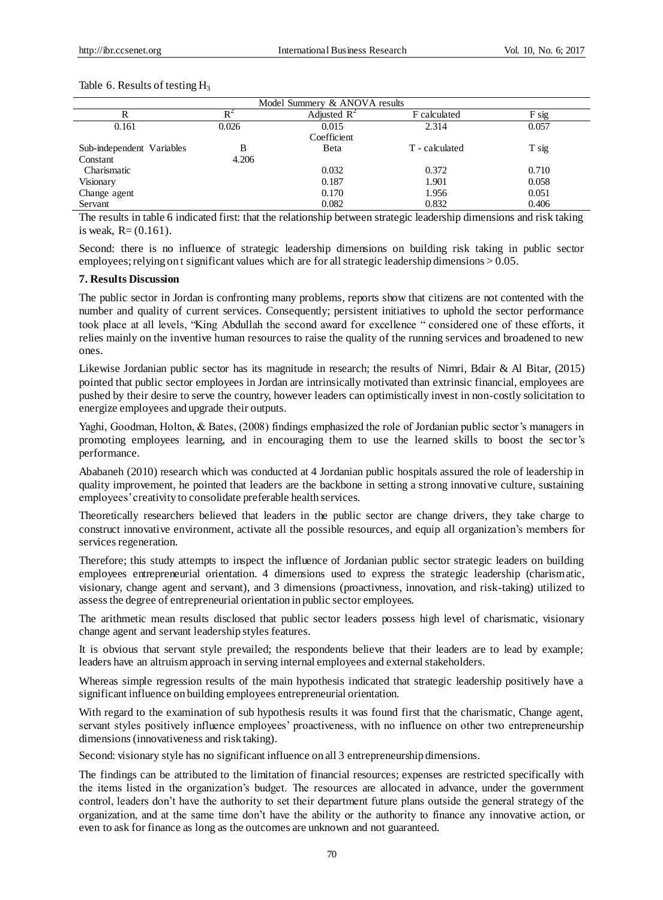Table 6. Results of testing $H_3$

| Model Summery & ANOVA results | | | | |
|---|---|---|---|---|
| R | $R^2$ | Adjusted $R^2$ | F calculated | F sig |
| 0.161 | 0.026 | 0.015 | 2.314 | 0.057 |
| | | Coefficient | | |
| Sub-independent Variables | B | Beta | T - calculated | T sig |
| Constant | 4.206 | | | |
| Charismatic | | 0.032 | 0.372 | 0.710 |
| Visionary | | 0.187 | 1.901 | 0.058 |
| Change agent | | 0.170 | 1.956 | 0.051 |
| Servant | | 0.082 | 0.832 | 0.406 |

The results in table 6 indicated first: that the relationship between strategic leadership dimensions and risk taking is weak, R= (0.161).

Second: there is no influence of strategic leadership dimensions on building risk taking in public sector employees; relying on t significant values which are for all strategic leadership dimensions > 0.05.

**7. Results Discussion**

The public sector in Jordan is confronting many problems, reports show that citizens are not contented with the number and quality of current services. Consequently; persistent initiatives to uphold the sector performance took place at all levels, "King Abdullah the second award for excellence " considered one of these efforts, it relies mainly on the inventive human resources to raise the quality of the running services and broadened to new ones.

Likewise Jordanian public sector has its magnitude in research; the results of Nimri, Bdair & Al Bitar, (2015) pointed that public sector employees in Jordan are intrinsically motivated than extrinsic financial, employees are pushed by their desire to serve the country, however leaders can optimistically invest in non-costly solicitation to energize employees and upgrade their outputs.

Yaghi, Goodman, Holton, & Bates, (2008) findings emphasized the role of Jordanian public sector's managers in promoting employees learning, and in encouraging them to use the learned skills to boost the sector's performance.

Ababaneh (2010) research which was conducted at 4 Jordanian public hospitals assured the role of leadership in quality improvement, he pointed that leaders are the backbone in setting a strong innovative culture, sustaining employees' creativity to consolidate preferable health services.

Theoretically researchers believed that leaders in the public sector are change drivers, they take charge to construct innovative environment, activate all the possible resources, and equip all organization's members for services regeneration.

Therefore; this study attempts to inspect the influence of Jordanian public sector strategic leaders on building employees entrepreneurial orientation. 4 dimensions used to express the strategic leadership (charismatic, visionary, change agent and servant), and 3 dimensions (proactivness, innovation, and risk-taking) utilized to assess the degree of entrepreneurial orientation in public sector employees.

The arithmetic mean results disclosed that public sector leaders possess high level of charismatic, visionary change agent and servant leadership styles features.

It is obvious that servant style prevailed; the respondents believe that their leaders are to lead by example; leaders have an altruism approach in serving internal employees and external stakeholders.

Whereas simple regression results of the main hypothesis indicated that strategic leadership positively have a significant influence on building employees entrepreneurial orientation.

With regard to the examination of sub hypothesis results it was found first that the charismatic, Change agent, servant styles positively influence employees' proactiveness, with no influence on other two entrepreneurship dimensions (innovativeness and risk taking).

Second: visionary style has no significant influence on all 3 entrepreneurship dimensions.

The findings can be attributed to the limitation of financial resources; expenses are restricted specifically with the items listed in the organization's budget. The resources are allocated in advance, under the government control, leaders don't have the authority to set their department future plans outside the general strategy of the organization, and at the same time don't have the ability or the authority to finance any innovative action, or even to ask for finance as long as the outcomes are unknown and not guaranteed.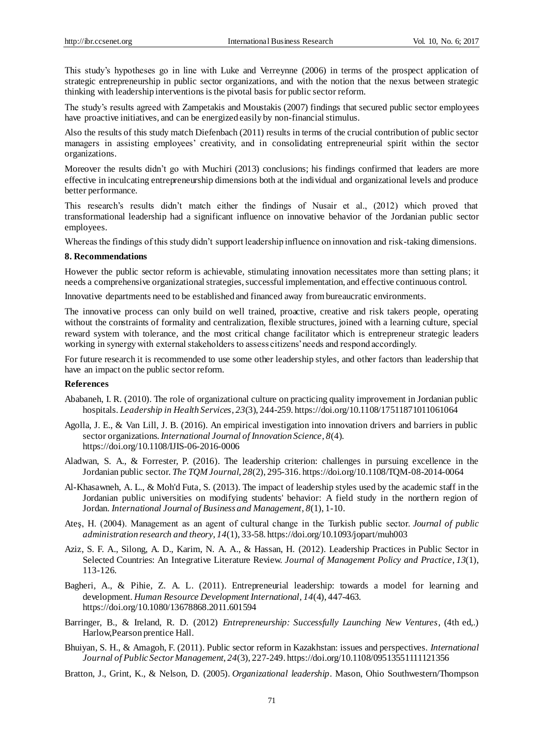This study's hypotheses go in line with Luke and Verreynne (2006) in terms of the prospect application of strategic entrepreneurship in public sector organizations, and with the notion that the nexus between strategic thinking with leadership interventions is the pivotal basis for public sector reform.

The study's results agreed with Zampetakis and Moustakis (2007) findings that secured public sector employees have proactive initiatives, and can be energized easily by non-financial stimulus.

Also the results of this study match Diefenbach (2011) results in terms of the crucial contribution of public sector managers in assisting employees' creativity, and in consolidating entrepreneurial spirit within the sector organizations.

Moreover the results didn't go with Muchiri (2013) conclusions; his findings confirmed that leaders are more effective in inculcating entrepreneurship dimensions both at the individual and organizational levels and produce better performance.

This research's results didn't match either the findings of Nusair et al., (2012) which proved that transformational leadership had a significant influence on innovative behavior of the Jordanian public sector employees.

Whereas the findings of this study didn't support leadership influence on innovation and risk-taking dimensions.

## 8. Recommendations

However the public sector reform is achievable, stimulating innovation necessitates more than setting plans; it needs a comprehensive organizational strategies, successful implementation, and effective continuous control.

Innovative departments need to be established and financed away from bureaucratic environments.

The innovative process can only build on well trained, proactive, creative and risk takers people, operating without the constraints of formality and centralization, flexible structures, joined with a learning culture, special reward system with tolerance, and the most critical change facilitator which is entrepreneur strategic leaders working in synergy with external stakeholders to assess citizens' needs and respond accordingly.

For future research it is recommended to use some other leadership styles, and other factors than leadership that have an impact on the public sector reform.

## References

Ababaneh, I. R. (2010). The role of organizational culture on practicing quality improvement in Jordanian public hospitals. *Leadership in Health Services*, *23*(3), 244-259. https://doi.org/10.1108/17511871011061064

Agolla, J. E., & Van Lill, J. B. (2016). An empirical investigation into innovation drivers and barriers in public sector organizations. *International Journal of Innovation Science*, *8*(4). https://doi.org/10.1108/IJIS-06-2016-0006

Aladwan, S. A., & Forrester, P. (2016). The leadership criterion: challenges in pursuing excellence in the Jordanian public sector. *The TQM Journal*, *28*(2), 295-316. https://doi.org/10.1108/TQM-08-2014-0064

Al-Khasawneh, A. L., & Moh'd Futa, S. (2013). The impact of leadership styles used by the academic staff in the Jordanian public universities on modifying students' behavior: A field study in the northern region of Jordan. *International Journal of Business and Management*, *8*(1), 1-10.

Ateş, H. (2004). Management as an agent of cultural change in the Turkish public sector. *Journal of public administration research and theory*, *14*(1), 33-58. https://doi.org/10.1093/jopart/muh003

Aziz, S. F. A., Silong, A. D., Karim, N. A. A., & Hassan, H. (2012). Leadership Practices in Public Sector in Selected Countries: An Integrative Literature Review. *Journal of Management Policy and Practice*, *13*(1), 113-126.

Bagheri, A., & Pihie, Z. A. L. (2011). Entrepreneurial leadership: towards a model for learning and development. *Human Resource Development International*, *14*(4), 447-463. https://doi.org/10.1080/13678868.2011.601594

Barringer, B., & Ireland, R. D. (2012) *Entrepreneurship: Successfully Launching New Ventures*, (4th ed,.) Harlow,Pearson prentice Hall.

Bhuiyan, S. H., & Amagoh, F. (2011). Public sector reform in Kazakhstan: issues and perspectives. *International Journal of Public Sector Management*, *24*(3), 227-249. https://doi.org/10.1108/09513551111121356

Bratton, J., Grint, K., & Nelson, D. (2005). *Organizational leadership*. Mason, Ohio Southwestern/Thompson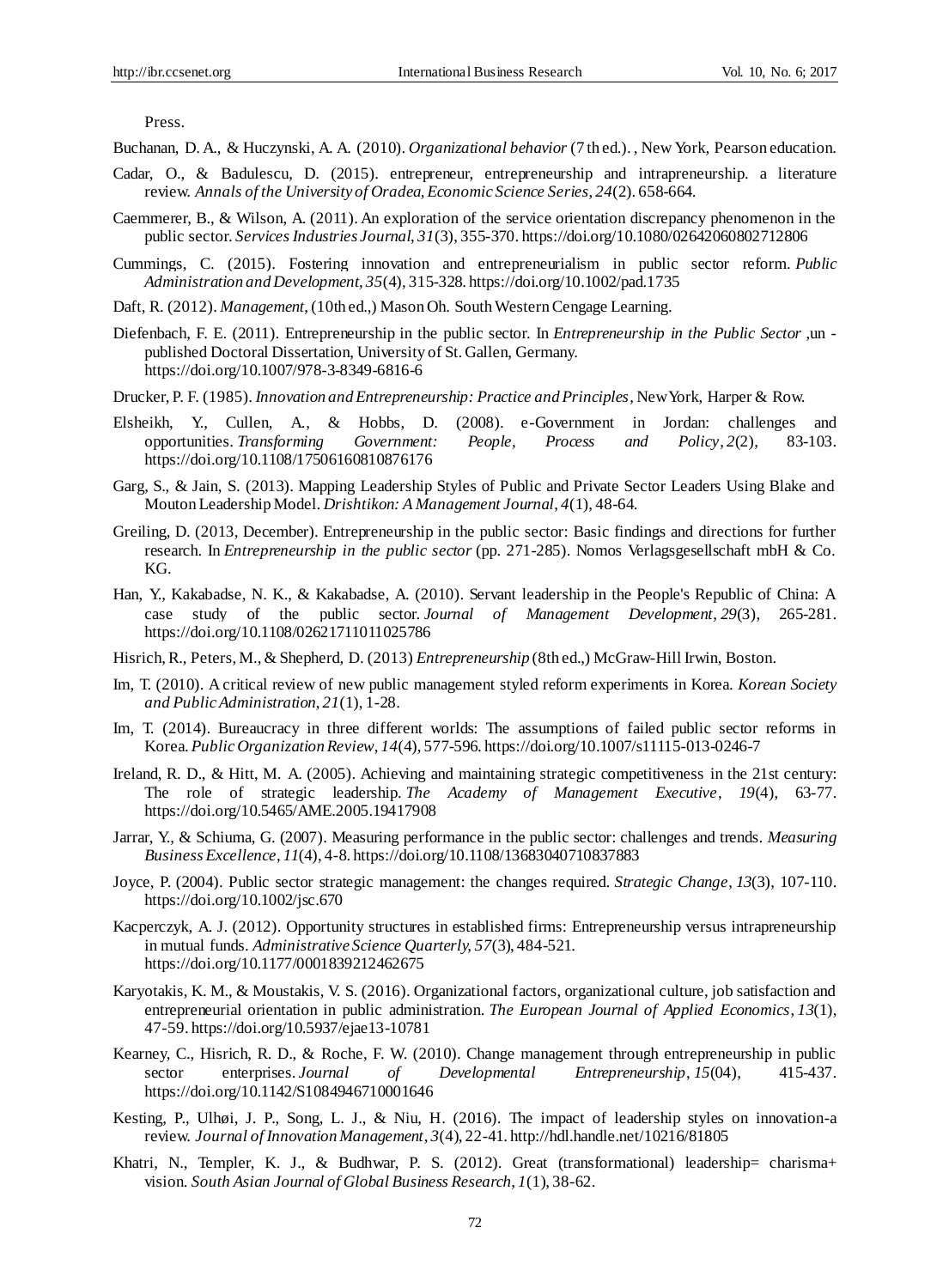Press.

Buchanan, D. A., & Huczynski, A. A. (2010). *Organizational behavior* (7 th ed.). , New York, Pearson education.

Cadar, O., & Badulescu, D. (2015). entrepreneur, entrepreneurship and intrapreneurship. a literature review. *Annals of the University of Oradea, Economic Science Series*, *24*(2). 658-664.

Caemmerer, B., & Wilson, A. (2011). An exploration of the service orientation discrepancy phenomenon in the public sector. *Services Industries Journal*, *31*(3), 355-370. https://doi.org/10.1080/02642060802712806

Cummings, C. (2015). Fostering innovation and entrepreneurialism in public sector reform. *Public Administration and Development*, *35*(4), 315-328. https://doi.org/10.1002/pad.1735

Daft, R. (2012). *Management*, (10th ed.,) Mason Oh. South Western Cengage Learning.

Diefenbach, F. E. (2011). Entrepreneurship in the public sector. In *Entrepreneurship in the Public Sector* ,un - published Doctoral Dissertation, University of St. Gallen, Germany. https://doi.org/10.1007/978-3-8349-6816-6

Drucker, P. F. (1985). *Innovation and Entrepreneurship: Practice and Principles*, New York, Harper & Row.

Elsheikh, Y., Cullen, A., & Hobbs, D. (2008). e-Government in Jordan: challenges and opportunities. *Transforming Government: People, Process and Policy*, *2*(2), 83-103. https://doi.org/10.1108/17506160810876176

Garg, S., & Jain, S. (2013). Mapping Leadership Styles of Public and Private Sector Leaders Using Blake and Mouton Leadership Model. *Drishtikon: A Management Journal*, *4*(1), 48-64.

Greiling, D. (2013, December). Entrepreneurship in the public sector: Basic findings and directions for further research. In *Entrepreneurship in the public sector* (pp. 271-285). Nomos Verlagsgesellschaft mbH & Co. KG.

Han, Y., Kakabadse, N. K., & Kakabadse, A. (2010). Servant leadership in the People's Republic of China: A case study of the public sector. *Journal of Management Development*, *29*(3), 265-281. https://doi.org/10.1108/02621711011025786

Hisrich, R., Peters, M., & Shepherd, D. (2013) *Entrepreneurship* (8th ed.,) McGraw-Hill Irwin, Boston.

Im, T. (2010). A critical review of new public management styled reform experiments in Korea. *Korean Society and Public Administration*, *21*(1), 1-28.

Im, T. (2014). Bureaucracy in three different worlds: The assumptions of failed public sector reforms in Korea. *Public Organization Review*, *14*(4), 577-596. https://doi.org/10.1007/s11115-013-0246-7

Ireland, R. D., & Hitt, M. A. (2005). Achieving and maintaining strategic competitiveness in the 21st century: The role of strategic leadership. *The Academy of Management Executive*, *19*(4), 63-77. https://doi.org/10.5465/AME.2005.19417908

Jarrar, Y., & Schiuma, G. (2007). Measuring performance in the public sector: challenges and trends. *Measuring Business Excellence*, *11*(4), 4-8. https://doi.org/10.1108/13683040710837883

Joyce, P. (2004). Public sector strategic management: the changes required. *Strategic Change*, *13*(3), 107-110. https://doi.org/10.1002/jsc.670

Kacperczyk, A. J. (2012). Opportunity structures in established firms: Entrepreneurship versus intrapreneurship in mutual funds. *Administrative Science Quarterly, 57*(3), 484-521. https://doi.org/10.1177/0001839212462675

Karyotakis, K. M., & Moustakis, V. S. (2016). Organizational factors, organizational culture, job satisfaction and entrepreneurial orientation in public administration. *The European Journal of Applied Economics*, *13*(1), 47-59. https://doi.org/10.5937/ejae13-10781

Kearney, C., Hisrich, R. D., & Roche, F. W. (2010). Change management through entrepreneurship in public sector enterprises. *Journal of Developmental Entrepreneurship*, *15*(04), 415-437. https://doi.org/10.1142/S1084946710001646

Kesting, P., Ulhøi, J. P., Song, L. J., & Niu, H. (2016). The impact of leadership styles on innovation-a review. *Journal of Innovation Management*, *3*(4), 22-41. http://hdl.handle.net/10216/81805

Khatri, N., Templer, K. J., & Budhwar, P. S. (2012). Great (transformational) leadership= charisma+ vision. *South Asian Journal of Global Business Research*, *1*(1), 38-62.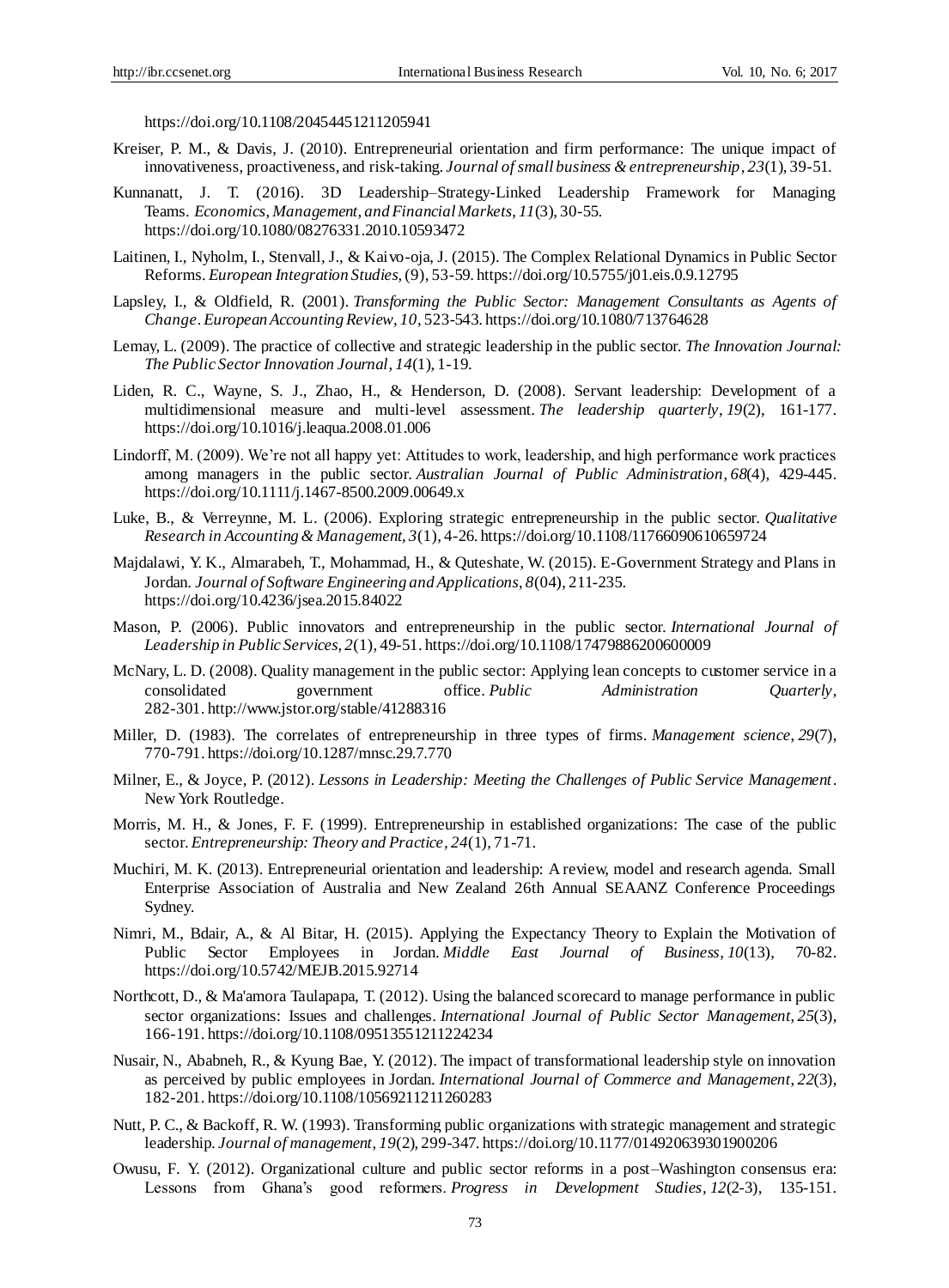https://doi.org/10.1108/20454451211205941

Kreiser, P. M., & Davis, J. (2010). Entrepreneurial orientation and firm performance: The unique impact of innovativeness, proactiveness, and risk-taking. *Journal of small business & entrepreneurship*, *23*(1), 39-51.

Kunnanatt, J. T. (2016). 3D Leadership–Strategy-Linked Leadership Framework for Managing Teams. *Economics, Management, and Financial Markets*, *11*(3), 30-55. https://doi.org/10.1080/08276331.2010.10593472

Laitinen, I., Nyholm, I., Stenvall, J., & Kaivo-oja, J. (2015). The Complex Relational Dynamics in Public Sector Reforms. *European Integration Studies*, (9), 53-59. https://doi.org/10.5755/j01.eis.0.9.12795

Lapsley, I., & Oldfield, R. (2001). *Transforming the Public Sector: Management Consultants as Agents of Change*. *European Accounting Review*, *10*, 523-543. https://doi.org/10.1080/713764628

Lemay, L. (2009). The practice of collective and strategic leadership in the public sector. *The Innovation Journal: The Public Sector Innovation Journal*, *14*(1), 1-19.

Liden, R. C., Wayne, S. J., Zhao, H., & Henderson, D. (2008). Servant leadership: Development of a multidimensional measure and multi-level assessment. *The leadership quarterly*, *19*(2), 161-177. https://doi.org/10.1016/j.leaqua.2008.01.006

Lindorff, M. (2009). We're not all happy yet: Attitudes to work, leadership, and high performance work practices among managers in the public sector. *Australian Journal of Public Administration*, *68*(4), 429-445. https://doi.org/10.1111/j.1467-8500.2009.00649.x

Luke, B., & Verreynne, M. L. (2006). Exploring strategic entrepreneurship in the public sector. *Qualitative Research in Accounting & Management*, *3*(1), 4-26. https://doi.org/10.1108/11766090610659724

Majdalawi, Y. K., Almarabeh, T., Mohammad, H., & Quteshate, W. (2015). E-Government Strategy and Plans in Jordan. *Journal of Software Engineering and Applications*, *8*(04), 211-235. https://doi.org/10.4236/jsea.2015.84022

Mason, P. (2006). Public innovators and entrepreneurship in the public sector. *International Journal of Leadership in Public Services*, *2*(1), 49-51. https://doi.org/10.1108/17479886200600009

McNary, L. D. (2008). Quality management in the public sector: Applying lean concepts to customer service in a consolidated government office. *Public Administration Quarterly*, 282-301. http://www.jstor.org/stable/41288316

Miller, D. (1983). The correlates of entrepreneurship in three types of firms. *Management science*, *29*(7), 770-791. https://doi.org/10.1287/mnsc.29.7.770

Milner, E., & Joyce, P. (2012). *Lessons in Leadership: Meeting the Challenges of Public Service Management*. New York Routledge.

Morris, M. H., & Jones, F. F. (1999). Entrepreneurship in established organizations: The case of the public sector. *Entrepreneurship: Theory and Practice*, *24*(1), 71-71.

Muchiri, M. K. (2013). Entrepreneurial orientation and leadership: A review, model and research agenda. Small Enterprise Association of Australia and New Zealand 26th Annual SEAANZ Conference Proceedings Sydney.

Nimri, M., Bdair, A., & Al Bitar, H. (2015). Applying the Expectancy Theory to Explain the Motivation of Public Sector Employees in Jordan. *Middle East Journal of Business*, *10*(13), 70-82. https://doi.org/10.5742/MEJB.2015.92714

Northcott, D., & Ma'amora Taulapapa, T. (2012). Using the balanced scorecard to manage performance in public sector organizations: Issues and challenges. *International Journal of Public Sector Management*, *25*(3), 166-191. https://doi.org/10.1108/09513551211224234

Nusair, N., Ababneh, R., & Kyung Bae, Y. (2012). The impact of transformational leadership style on innovation as perceived by public employees in Jordan. *International Journal of Commerce and Management*, *22*(3), 182-201. https://doi.org/10.1108/10569211211260283

Nutt, P. C., & Backoff, R. W. (1993). Transforming public organizations with strategic management and strategic leadership. *Journal of management*, *19*(2), 299-347. https://doi.org/10.1177/014920639301900206

Owusu, F. Y. (2012). Organizational culture and public sector reforms in a post–Washington consensus era: Lessons from Ghana's good reformers. *Progress in Development Studies*, *12*(2-3), 135-151.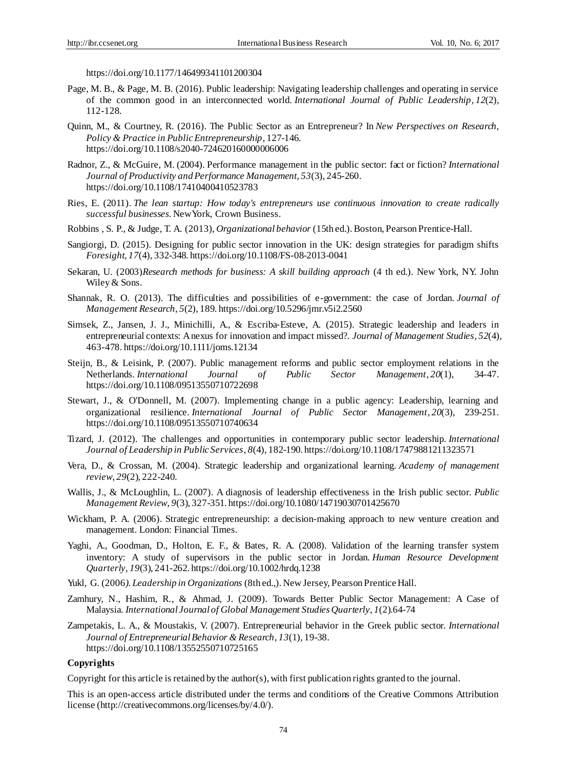https://doi.org/10.1177/146499341101200304

Page, M. B., & Page, M. B. (2016). Public leadership: Navigating leadership challenges and operating in service of the common good in an interconnected world. *International Journal of Public Leadership*, *12*(2), 112-128.

Quinn, M., & Courtney, R. (2016). The Public Sector as an Entrepreneur? In *New Perspectives on Research, Policy & Practice in Public Entrepreneurship*, 127-146. https://doi.org/10.1108/s2040-724620160000006006

Radnor, Z., & McGuire, M. (2004). Performance management in the public sector: fact or fiction? *International Journal of Productivity and Performance Management*, *53*(3), 245-260. https://doi.org/10.1108/17410400410523783

Ries, E. (2011). *The lean startup: How today's entrepreneurs use continuous innovation to create radically successful businesses*. New York, Crown Business.

Robbins , S. P., & Judge, T. A. (2013), *Organizational behavior* (15th ed.). Boston, Pearson Prentice-Hall.

Sangiorgi, D. (2015). Designing for public sector innovation in the UK: design strategies for paradigm shifts *Foresight*, *17*(4), 332-348. https://doi.org/10.1108/FS-08-2013-0041

Sekaran, U. (2003)*Research methods for business: A skill building approach* (4 th ed.). New York, NY. John Wiley & Sons.

Shannak, R. O. (2013). The difficulties and possibilities of e-government: the case of Jordan. *Journal of Management Research*, *5*(2), 189. https://doi.org/10.5296/jmr.v5i2.2560

Simsek, Z., Jansen, J. J., Minichilli, A., & Escriba-Esteve, A. (2015). Strategic leadership and leaders in entrepreneurial contexts: A nexus for innovation and impact missed?. *Journal of Management Studies*, *52*(4), 463-478. https://doi.org/10.1111/joms.12134

Steijn, B., & Leisink, P. (2007). Public management reforms and public sector employment relations in the Netherlands. *International Journal of Public Sector Management*, *20*(1), 34-47. https://doi.org/10.1108/09513550710722698

Stewart, J., & O'Donnell, M. (2007). Implementing change in a public agency: Leadership, learning and organizational resilience. *International Journal of Public Sector Management*, *20*(3), 239-251. https://doi.org/10.1108/09513550710740634

Tizard, J. (2012). The challenges and opportunities in contemporary public sector leadership. *International Journal of Leadership in Public Services*, *8*(4), 182-190. https://doi.org/10.1108/17479881211323571

Vera, D., & Crossan, M. (2004). Strategic leadership and organizational learning. *Academy of management review*, *29*(2), 222-240.

Wallis, J., & McLoughlin, L. (2007). A diagnosis of leadership effectiveness in the Irish public sector. *Public Management Review*, *9*(3), 327-351. https://doi.org/10.1080/14719030701425670

Wickham, P. A. (2006). Strategic entrepreneurship: a decision-making approach to new venture creation and management. London: Financial Times.

Yaghi, A., Goodman, D., Holton, E. F., & Bates, R. A. (2008). Validation of the learning transfer system inventory: A study of supervisors in the public sector in Jordan. *Human Resource Development Quarterly*, *19*(3), 241-262. https://doi.org/10.1002/hrdq.1238

Yukl, G. (2006*). Leadership in Organizations* (8th ed.,). New Jersey, Pearson Prentice Hall.

Zamhury, N., Hashim, R., & Ahmad, J. (2009). Towards Better Public Sector Management: A Case of Malaysia. *International Journal of Global Management Studies Quarterly*, *1*(2).64-74

Zampetakis, L. A., & Moustakis, V. (2007). Entrepreneurial behavior in the Greek public sector. *International Journal of Entrepreneurial Behavior & Research*, *13*(1), 19-38. https://doi.org/10.1108/13552550710725165

**Copyrights**

Copyright for this article is retained by the author(s), with first publication rights granted to the journal.

This is an open-access article distributed under the terms and conditions of the Creative Commons Attribution license (http://creativecommons.org/licenses/by/4.0/).